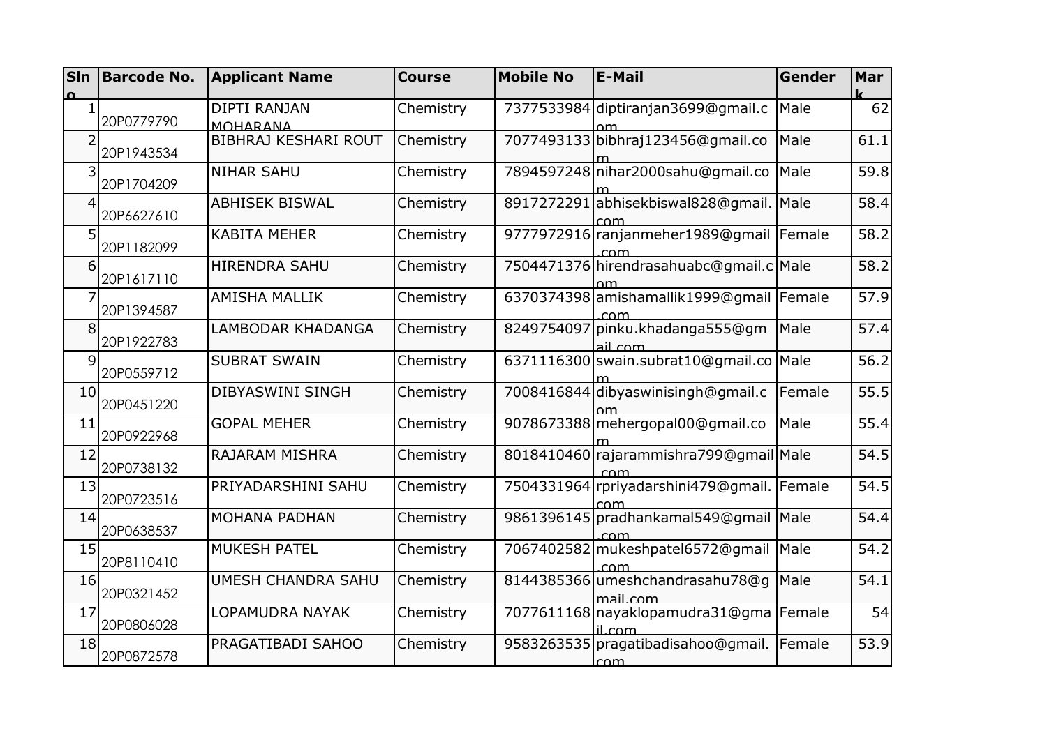| Slno | Barcode No. | Applicant Name | Course | Mobile No | E-Mail | Gender | Mark |
|---|---|---|---|---|---|---|---|
| 1 | 20P0779790 | DIPTI RANJAN MOHARANA | Chemistry | 7377533984 | diptiranjan3699@gmail.com | Male | 62 |
| 2 | 20P1943534 | BIBHRAJ KESHARI ROUT | Chemistry | 7077493133 | bibhraj123456@gmail.com | Male | 61.1 |
| 3 | 20P1704209 | NIHAR SAHU | Chemistry | 7894597248 | nihar2000sahu@gmail.com | Male | 59.8 |
| 4 | 20P6627610 | ABHISEK BISWAL | Chemistry | 8917272291 | abhisekbiswal828@gmail.com | Male | 58.4 |
| 5 | 20P1182099 | KABITA MEHER | Chemistry | 9777972916 | ranjanmeher1989@gmail.com | Female | 58.2 |
| 6 | 20P1617110 | HIRENDRA SAHU | Chemistry | 7504471376 | hirendrasahuabc@gmail.com | Male | 58.2 |
| 7 | 20P1394587 | AMISHA MALLIK | Chemistry | 6370374398 | amishamallik1999@gmail.com | Female | 57.9 |
| 8 | 20P1922783 | LAMBODAR KHADANGA | Chemistry | 8249754097 | pinku.khadanga555@gmail.com | Male | 57.4 |
| 9 | 20P0559712 | SUBRAT SWAIN | Chemistry | 6371116300 | swain.subrat10@gmail.com | Male | 56.2 |
| 10 | 20P0451220 | DIBYASWINI SINGH | Chemistry | 7008416844 | dibyaswinisingh@gmail.com | Female | 55.5 |
| 11 | 20P0922968 | GOPAL MEHER | Chemistry | 9078673388 | mehergopal00@gmail.com | Male | 55.4 |
| 12 | 20P0738132 | RAJARAM MISHRA | Chemistry | 8018410460 | rajarammishra799@gmail.com | Male | 54.5 |
| 13 | 20P0723516 | PRIYADARSHINI SAHU | Chemistry | 7504331964 | rpriyadarshini479@gmail.com | Female | 54.5 |
| 14 | 20P0638537 | MOHANA PADHAN | Chemistry | 9861396145 | pradhankamal549@gmail.com | Male | 54.4 |
| 15 | 20P8110410 | MUKESH PATEL | Chemistry | 7067402582 | mukeshpatel6572@gmail.com | Male | 54.2 |
| 16 | 20P0321452 | UMESH CHANDRA SAHU | Chemistry | 8144385366 | umeshchandrasahu78@gmail.com | Male | 54.1 |
| 17 | 20P0806028 | LOPAMUDRA NAYAK | Chemistry | 7077611168 | nayaklopamudra31@gmail.com | Female | 54 |
| 18 | 20P0872578 | PRAGATIBADI SAHOO | Chemistry | 9583263535 | pragatibadisahoo@gmail.com | Female | 53.9 |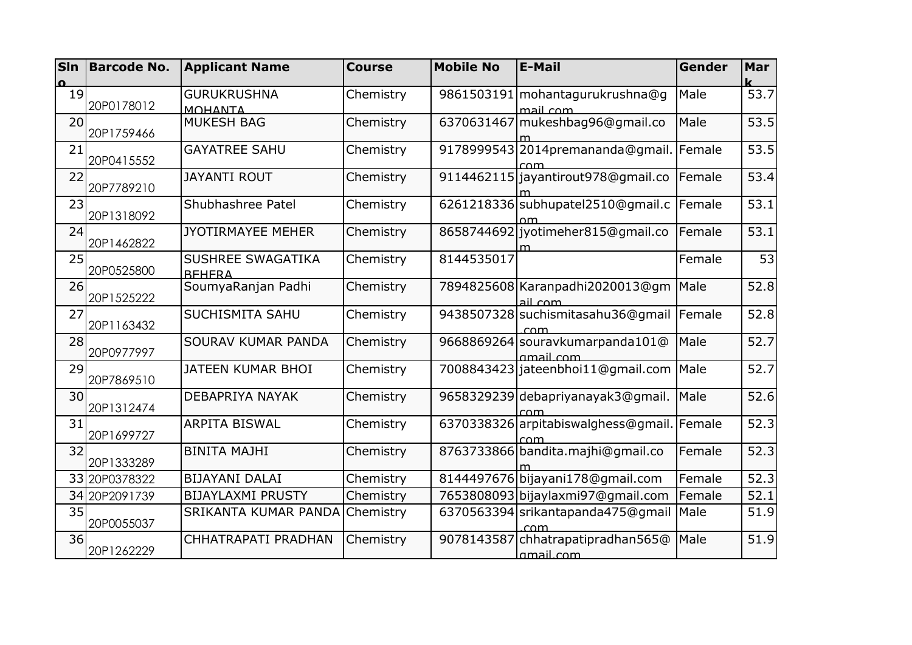| Slno | Barcode No. | Applicant Name | Course | Mobile No | E-Mail | Gender | Mark |
|---|---|---|---|---|---|---|---|
| 19 | 20P0178012 | GURUKRUSHNA MOHANTA | Chemistry | 9861503191 | mohantagurukrushna@gmail.com | Male | 53.7 |
| 20 | 20P1759466 | MUKESH BAG | Chemistry | 6370631467 | mukeshbag96@gmail.com | Male | 53.5 |
| 21 | 20P0415552 | GAYATREE SAHU | Chemistry | 9178999543 | 2014premananda@gmail.com | Female | 53.5 |
| 22 | 20P7789210 | JAYANTI ROUT | Chemistry | 9114462115 | jayantirout978@gmail.com | Female | 53.4 |
| 23 | 20P1318092 | Shubhashree Patel | Chemistry | 6261218336 | subhupatel2510@gmail.com | Female | 53.1 |
| 24 | 20P1462822 | JYOTIRMAYEE MEHER | Chemistry | 8658744692 | jyotimeher815@gmail.com | Female | 53.1 |
| 25 | 20P0525800 | SUSHREE SWAGATIKA BEHERA | Chemistry | 8144535017 | | Female | 53 |
| 26 | 20P1525222 | SoumyaRanjan Padhi | Chemistry | 7894825608 | Karanpadhi2020013@gmail.com | Male | 52.8 |
| 27 | 20P1163432 | SUCHISMITA SAHU | Chemistry | 9438507328 | suchismitasahu36@gmail.com | Female | 52.8 |
| 28 | 20P0977997 | SOURAV KUMAR PANDA | Chemistry | 9668869264 | souravkumarpanda101@gmail.com | Male | 52.7 |
| 29 | 20P7869510 | JATEEN KUMAR BHOI | Chemistry | 7008843423 | jateenbhoi11@gmail.com | Male | 52.7 |
| 30 | 20P1312474 | DEBAPRIYA NAYAK | Chemistry | 9658329239 | debapriyanayak3@gmail.com | Male | 52.6 |
| 31 | 20P1699727 | ARPITA BISWAL | Chemistry | 6370338326 | arpitabiswalghess@gmail.com | Female | 52.3 |
| 32 | 20P1333289 | BINITA MAJHI | Chemistry | 8763733866 | bandita.majhi@gmail.com | Female | 52.3 |
| 33 | 20P0378322 | BIJAYANI DALAI | Chemistry | 8144497676 | bijayani178@gmail.com | Female | 52.3 |
| 34 | 20P2091739 | BIJAYLAXMI PRUSTY | Chemistry | 7653808093 | bijaylaxmi97@gmail.com | Female | 52.1 |
| 35 | 20P0055037 | SRIKANTA KUMAR PANDA | Chemistry | 6370563394 | srikantapanda475@gmail.com | Male | 51.9 |
| 36 | 20P1262229 | CHHATRAPATI PRADHAN | Chemistry | 9078143587 | chhatrapatipradhan565@gmail.com | Male | 51.9 |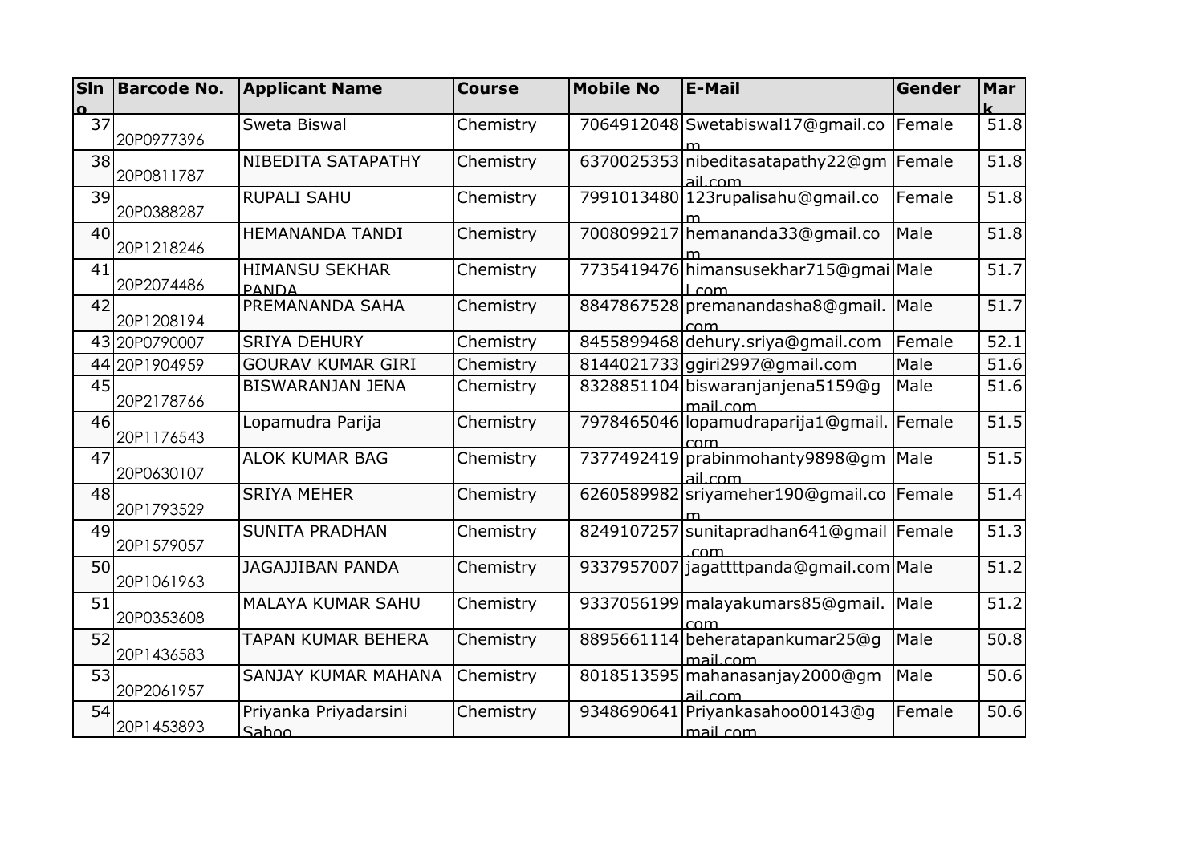| Slno | Barcode No. | Applicant Name | Course | Mobile No | E-Mail | Gender | Mark |
|---|---|---|---|---|---|---|---|
| 37 | 20P0977396 | Sweta Biswal | Chemistry | 7064912048 | Swetabiswal17@gmail.com | Female | 51.8 |
| 38 | 20P0811787 | NIBEDITA SATAPATHY | Chemistry | 6370025353 | nibeditasatapathy22@gmail.com | Female | 51.8 |
| 39 | 20P0388287 | RUPALI SAHU | Chemistry | 7991013480 | 123rupalisahu@gmail.com | Female | 51.8 |
| 40 | 20P1218246 | HEMANANDA TANDI | Chemistry | 7008099217 | hemananda33@gmail.com | Male | 51.8 |
| 41 | 20P2074486 | HIMANSU SEKHAR PANDA | Chemistry | 7735419476 | himansusekhar715@gmail.com | Male | 51.7 |
| 42 | 20P1208194 | PREMANANDA SAHA | Chemistry | 8847867528 | premanandasha8@gmail.com | Male | 51.7 |
| 43 | 20P0790007 | SRIYA DEHURY | Chemistry | 8455899468 | dehury.sriya@gmail.com | Female | 52.1 |
| 44 | 20P1904959 | GOURAV KUMAR GIRI | Chemistry | 8144021733 | ggiri2997@gmail.com | Male | 51.6 |
| 45 | 20P2178766 | BISWARANJAN JENA | Chemistry | 8328851104 | biswaranjanjena5159@gmail.com | Male | 51.6 |
| 46 | 20P1176543 | Lopamudra Parija | Chemistry | 7978465046 | lopamudraparija1@gmail.com | Female | 51.5 |
| 47 | 20P0630107 | ALOK KUMAR BAG | Chemistry | 7377492419 | prabinmohanty9898@gmail.com | Male | 51.5 |
| 48 | 20P1793529 | SRIYA MEHER | Chemistry | 6260589982 | sriyameher190@gmail.com | Female | 51.4 |
| 49 | 20P1579057 | SUNITA PRADHAN | Chemistry | 8249107257 | sunitapradhan641@gmail.com | Female | 51.3 |
| 50 | 20P1061963 | JAGAJJIBAN PANDA | Chemistry | 9337957007 | jagattttpanda@gmail.com | Male | 51.2 |
| 51 | 20P0353608 | MALAYA KUMAR SAHU | Chemistry | 9337056199 | malayakumars85@gmail.com | Male | 51.2 |
| 52 | 20P1436583 | TAPAN KUMAR BEHERA | Chemistry | 8895661114 | beheratapankumar25@gmail.com | Male | 50.8 |
| 53 | 20P2061957 | SANJAY KUMAR MAHANA | Chemistry | 8018513595 | mahanasanjay2000@gmail.com | Male | 50.6 |
| 54 | 20P1453893 | Priyanka Priyadarsini Sahoo | Chemistry | 9348690641 | Priyankasahoo00143@gmail.com | Female | 50.6 |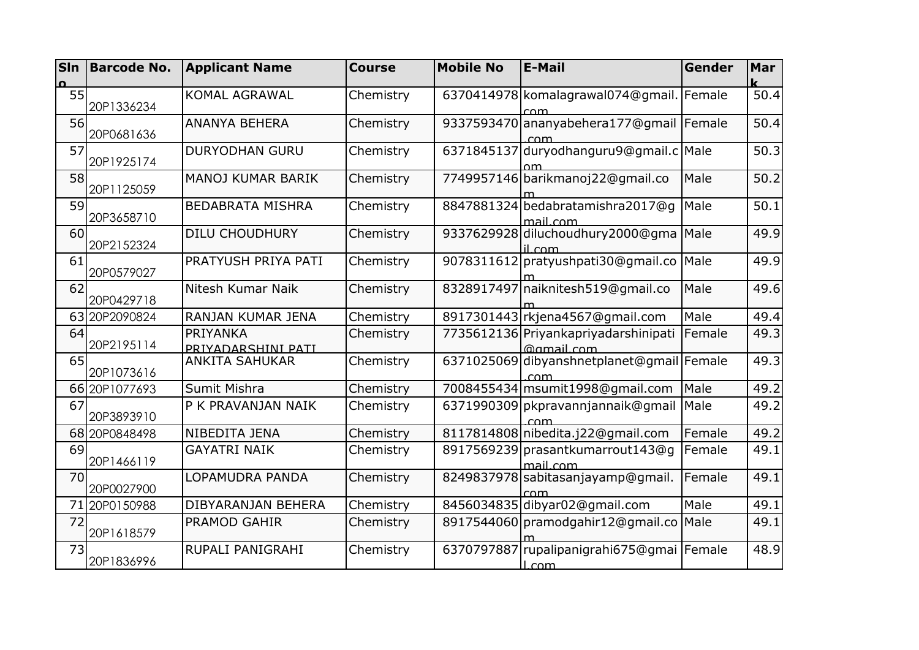| Slno | Barcode No. | Applicant Name | Course | Mobile No | E-Mail | Gender | Mark |
|---|---|---|---|---|---|---|---|
| 55 | 20P1336234 | KOMAL AGRAWAL | Chemistry | 6370414978 | komalagrawal074@gmail.com | Female | 50.4 |
| 56 | 20P0681636 | ANANYA BEHERA | Chemistry | 9337593470 | ananyabehera177@gmail.com | Female | 50.4 |
| 57 | 20P1925174 | DURYODHAN GURU | Chemistry | 6371845137 | duryodhanguru9@gmail.com | Male | 50.3 |
| 58 | 20P1125059 | MANOJ KUMAR BARIK | Chemistry | 7749957146 | barikmanoj22@gmail.com | Male | 50.2 |
| 59 | 20P3658710 | BEDABRATA MISHRA | Chemistry | 8847881324 | bedabratamishra2017@gmail.com | Male | 50.1 |
| 60 | 20P2152324 | DILU CHOUDHURY | Chemistry | 9337629928 | diluchoudhury2000@gmail.com | Male | 49.9 |
| 61 | 20P0579027 | PRATYUSH PRIYA PATI | Chemistry | 9078311612 | pratyushpati30@gmail.com | Male | 49.9 |
| 62 | 20P0429718 | Nitesh Kumar Naik | Chemistry | 8328917497 | naiknitesh519@gmail.com | Male | 49.6 |
| 63 | 20P2090824 | RANJAN KUMAR JENA | Chemistry | 8917301443 | rkjena4567@gmail.com | Male | 49.4 |
| 64 | 20P2195114 | PRIYANKA PRIYADARSHINI PATI | Chemistry | 7735612136 | Priyankapriyadarshinipati@gmail.com | Female | 49.3 |
| 65 | 20P1073616 | ANKITA SAHUKAR | Chemistry | 6371025069 | dibyanshnetplanet@gmail.com | Female | 49.3 |
| 66 | 20P1077693 | Sumit Mishra | Chemistry | 7008455434 | msumit1998@gmail.com | Male | 49.2 |
| 67 | 20P3893910 | P K PRAVANJAN NAIK | Chemistry | 6371990309 | pkpravannjannaik@gmail.com | Male | 49.2 |
| 68 | 20P0848498 | NIBEDITA JENA | Chemistry | 8117814808 | nibedita.j22@gmail.com | Female | 49.2 |
| 69 | 20P1466119 | GAYATRI NAIK | Chemistry | 8917569239 | prasantkumarrout143@gmail.com | Female | 49.1 |
| 70 | 20P0027900 | LOPAMUDRA PANDA | Chemistry | 8249837978 | sabitasanjayamp@gmail.com | Female | 49.1 |
| 71 | 20P0150988 | DIBYARANJAN BEHERA | Chemistry | 8456034835 | dibyar02@gmail.com | Male | 49.1 |
| 72 | 20P1618579 | PRAMOD GAHIR | Chemistry | 8917544060 | pramodgahir12@gmail.com | Male | 49.1 |
| 73 | 20P1836996 | RUPALI PANIGRAHI | Chemistry | 6370797887 | rupalipanigrahi675@gmail.com | Female | 48.9 |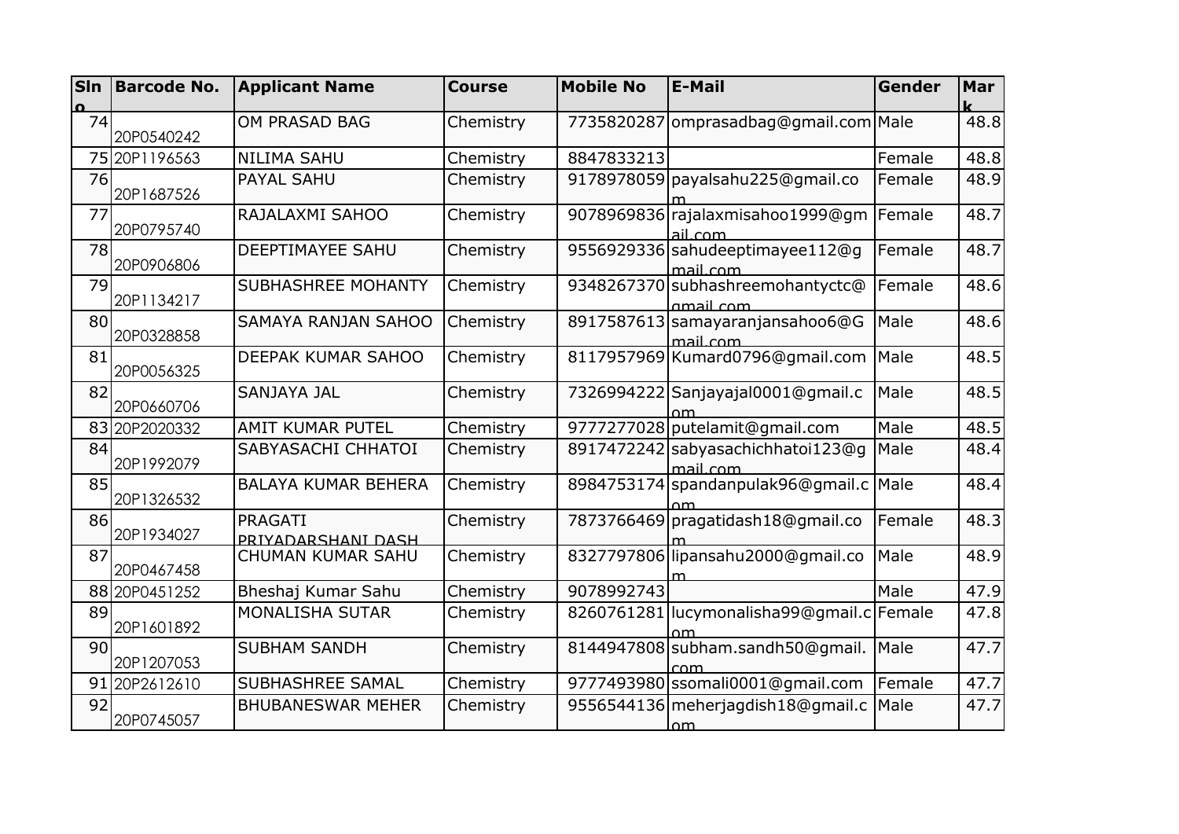| Sln o | Barcode No. | Applicant Name | Course | Mobile No | E-Mail | Gender | Mark |
|---|---|---|---|---|---|---|---|
| 74 | 20P0540242 | OM PRASAD BAG | Chemistry | 7735820287 | omprasadbag@gmail.com | Male | 48.8 |
| 75 | 20P1196563 | NILIMA SAHU | Chemistry | 8847833213 | | Female | 48.8 |
| 76 | 20P1687526 | PAYAL SAHU | Chemistry | 9178978059 | payalsahu225@gmail.com | Female | 48.9 |
| 77 | 20P0795740 | RAJALAXMI SAHOO | Chemistry | 9078969836 | rajalaxmisahoo1999@gmail.com | Female | 48.7 |
| 78 | 20P0906806 | DEEPTIMAYEE SAHU | Chemistry | 9556929336 | sahudeeptimayee112@gmail.com | Female | 48.7 |
| 79 | 20P1134217 | SUBHASHREE MOHANTY | Chemistry | 9348267370 | subhashreemohantyctc@gmail.com | Female | 48.6 |
| 80 | 20P0328858 | SAMAYA RANJAN SAHOO | Chemistry | 8917587613 | samayaranjansahoo6@Gmail.com | Male | 48.6 |
| 81 | 20P0056325 | DEEPAK KUMAR SAHOO | Chemistry | 8117957969 | Kumard0796@gmail.com | Male | 48.5 |
| 82 | 20P0660706 | SANJAYA JAL | Chemistry | 7326994222 | Sanjayajal0001@gmail.com | Male | 48.5 |
| 83 | 20P2020332 | AMIT KUMAR PUTEL | Chemistry | 9777277028 | putelamit@gmail.com | Male | 48.5 |
| 84 | 20P1992079 | SABYASACHI CHHATOI | Chemistry | 8917472242 | sabyasachichhatoi123@gmail.com | Male | 48.4 |
| 85 | 20P1326532 | BALAYA KUMAR BEHERA | Chemistry | 8984753174 | spandanpulak96@gmail.com | Male | 48.4 |
| 86 | 20P1934027 | PRAGATI PRIYADARSHANI DASH | Chemistry | 7873766469 | pragatidash18@gmail.com | Female | 48.3 |
| 87 | 20P0467458 | CHUMAN KUMAR SAHU | Chemistry | 8327797806 | lipansahu2000@gmail.com | Male | 48.9 |
| 88 | 20P0451252 | Bheshaj Kumar Sahu | Chemistry | 9078992743 | | Male | 47.9 |
| 89 | 20P1601892 | MONALISHA SUTAR | Chemistry | 8260761281 | lucymonalisha99@gmail.com | Female | 47.8 |
| 90 | 20P1207053 | SUBHAM SANDH | Chemistry | 8144947808 | subham.sandh50@gmail.com | Male | 47.7 |
| 91 | 20P2612610 | SUBHASHREE SAMAL | Chemistry | 9777493980 | ssomali0001@gmail.com | Female | 47.7 |
| 92 | 20P0745057 | BHUBANESWAR MEHER | Chemistry | 9556544136 | meherjagdish18@gmail.com | Male | 47.7 |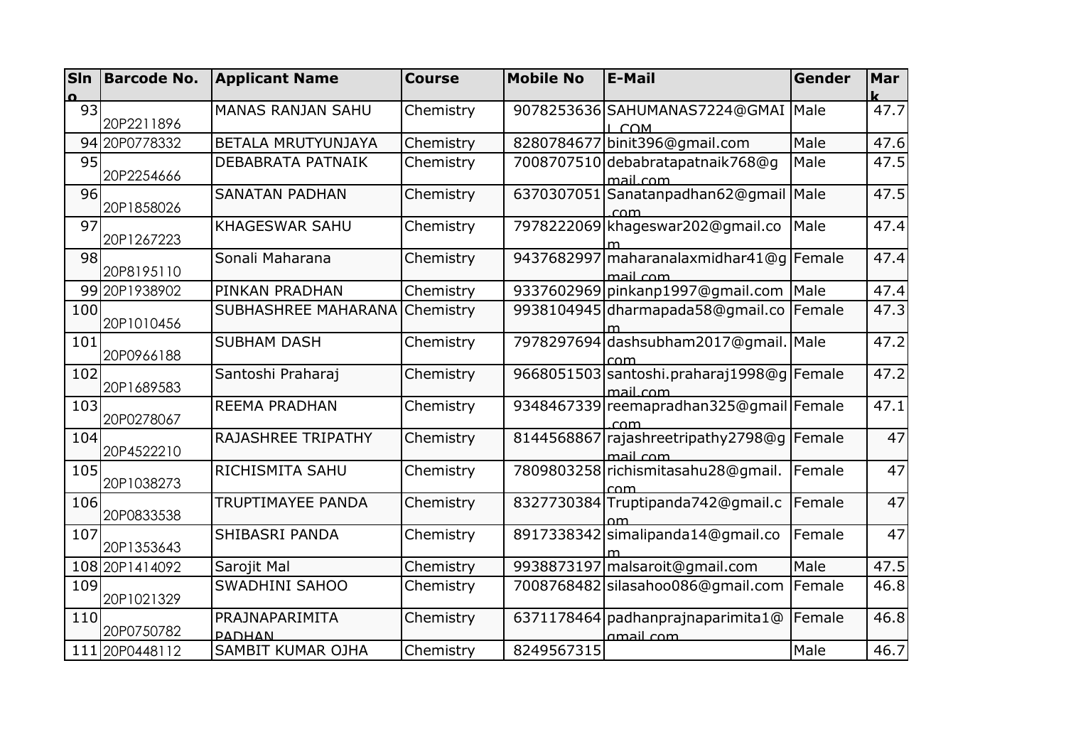| Slno | Barcode No. | Applicant Name | Course | Mobile No | E-Mail | Gender | Mark |
|---|---|---|---|---|---|---|---|
| 93 | 20P2211896 | MANAS RANJAN SAHU | Chemistry | 9078253636 | SAHUMANAS7224@GMAIL.COM | Male | 47.7 |
| 94 | 20P0778332 | BETALA MRUTYUNJAYA | Chemistry | 8280784677 | binit396@gmail.com | Male | 47.6 |
| 95 | 20P2254666 | DEBABRATA PATNAIK | Chemistry | 7008707510 | debabratapatnaik768@gmail.com | Male | 47.5 |
| 96 | 20P1858026 | SANATAN PADHAN | Chemistry | 6370307051 | Sanatanpadhan62@gmail.com | Male | 47.5 |
| 97 | 20P1267223 | KHAGESWAR SAHU | Chemistry | 7978222069 | khageswar202@gmail.com | Male | 47.4 |
| 98 | 20P8195110 | Sonali Maharana | Chemistry | 9437682997 | maharanalaxmidhar41@gmail.com | Female | 47.4 |
| 99 | 20P1938902 | PINKAN PRADHAN | Chemistry | 9337602969 | pinkanp1997@gmail.com | Male | 47.4 |
| 100 | 20P1010456 | SUBHASHREE MAHARANA | Chemistry | 9938104945 | dharmapada58@gmail.com | Female | 47.3 |
| 101 | 20P0966188 | SUBHAM DASH | Chemistry | 7978297694 | dashsubham2017@gmail.com | Male | 47.2 |
| 102 | 20P1689583 | Santoshi Praharaj | Chemistry | 9668051503 | santoshi.praharaj1998@gmail.com | Female | 47.2 |
| 103 | 20P0278067 | REEMA PRADHAN | Chemistry | 9348467339 | reemapradhan325@gmail.com | Female | 47.1 |
| 104 | 20P4522210 | RAJASHREE TRIPATHY | Chemistry | 8144568867 | rajashreetripathy2798@gmail.com | Female | 47 |
| 105 | 20P1038273 | RICHISMITA SAHU | Chemistry | 7809803258 | richismitasahu28@gmail.com | Female | 47 |
| 106 | 20P0833538 | TRUPTIMAYEE PANDA | Chemistry | 8327730384 | Truptipanda742@gmail.com | Female | 47 |
| 107 | 20P1353643 | SHIBASRI PANDA | Chemistry | 8917338342 | simalipanda14@gmail.com | Female | 47 |
| 108 | 20P1414092 | Sarojit Mal | Chemistry | 9938873197 | malsaroit@gmail.com | Male | 47.5 |
| 109 | 20P1021329 | SWADHINI SAHOO | Chemistry | 7008768482 | silasahoo086@gmail.com | Female | 46.8 |
| 110 | 20P0750782 | PRAJNAPARIMITA PADHAN | Chemistry | 6371178464 | padhanprajnaparimita1@gmail.com | Female | 46.8 |
| 111 | 20P0448112 | SAMBIT KUMAR OJHA | Chemistry | 8249567315 | | Male | 46.7 |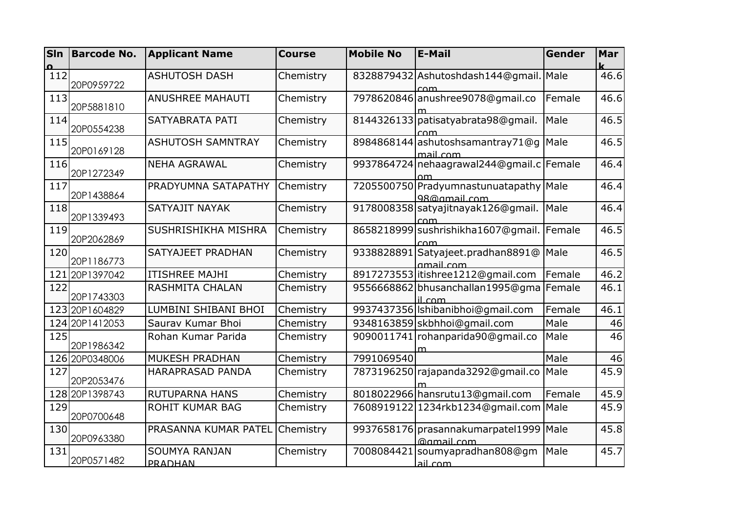| Slno | Barcode No. | Applicant Name | Course | Mobile No | E-Mail | Gender | Mark |
|---|---|---|---|---|---|---|---|
| 112 | 20P0959722 | ASHUTOSH DASH | Chemistry | 8328879432 | Ashutoshdash144@gmail.com | Male | 46.6 |
| 113 | 20P5881810 | ANUSHREE MAHAUTI | Chemistry | 7978620846 | anushree9078@gmail.com | Female | 46.6 |
| 114 | 20P0554238 | SATYABRATA PATI | Chemistry | 8144326133 | patisatyabrata98@gmail.com | Male | 46.5 |
| 115 | 20P0169128 | ASHUTOSH SAMNTRAY | Chemistry | 8984868144 | ashutoshsamantray71@gmail.com | Male | 46.5 |
| 116 | 20P1272349 | NEHA AGRAWAL | Chemistry | 9937864724 | nehaagrawal244@gmail.com | Female | 46.4 |
| 117 | 20P1438864 | PRADYUMNA SATAPATHY | Chemistry | 7205500750 | Pradyumnastunuatapathy98@gmail.com | Male | 46.4 |
| 118 | 20P1339493 | SATYAJIT NAYAK | Chemistry | 9178008358 | satyajitnayak126@gmail.com | Male | 46.4 |
| 119 | 20P2062869 | SUSHRISHIKHA MISHRA | Chemistry | 8658218999 | sushrishikha1607@gmail.com | Female | 46.5 |
| 120 | 20P1186773 | SATYAJEET PRADHAN | Chemistry | 9338828891 | Satyajeet.pradhan8891@gmail.com | Male | 46.5 |
| 121 | 20P1397042 | ITISHREE MAJHI | Chemistry | 8917273553 | itishree1212@gmail.com | Female | 46.2 |
| 122 | 20P1743303 | RASHMITA CHALAN | Chemistry | 9556668862 | bhusanchallan1995@gmail.com | Female | 46.1 |
| 123 | 20P1604829 | LUMBINI SHIBANI BHOI | Chemistry | 9937437356 | lshibanibhoi@gmail.com | Female | 46.1 |
| 124 | 20P1412053 | Saurav Kumar Bhoi | Chemistry | 9348163859 | skbhhoi@gmail.com | Male | 46 |
| 125 | 20P1986342 | Rohan Kumar Parida | Chemistry | 9090011741 | rohanparida90@gmail.com | Male | 46 |
| 126 | 20P0348006 | MUKESH PRADHAN | Chemistry | 7991069540 | | Male | 46 |
| 127 | 20P2053476 | HARAPRASAD PANDA | Chemistry | 7873196250 | rajapanda3292@gmail.com | Male | 45.9 |
| 128 | 20P1398743 | RUTUPARNA HANS | Chemistry | 8018022966 | hansrutu13@gmail.com | Female | 45.9 |
| 129 | 20P0700648 | ROHIT KUMAR BAG | Chemistry | 7608919122 | 1234rkb1234@gmail.com | Male | 45.9 |
| 130 | 20P0963380 | PRASANNA KUMAR PATEL | Chemistry | 9937658176 | prasannakumarpatel1999@gmail.com | Male | 45.8 |
| 131 | 20P0571482 | SOUMYA RANJAN PRADHAN | Chemistry | 7008084421 | soumyapradhan808@gmail.com | Male | 45.7 |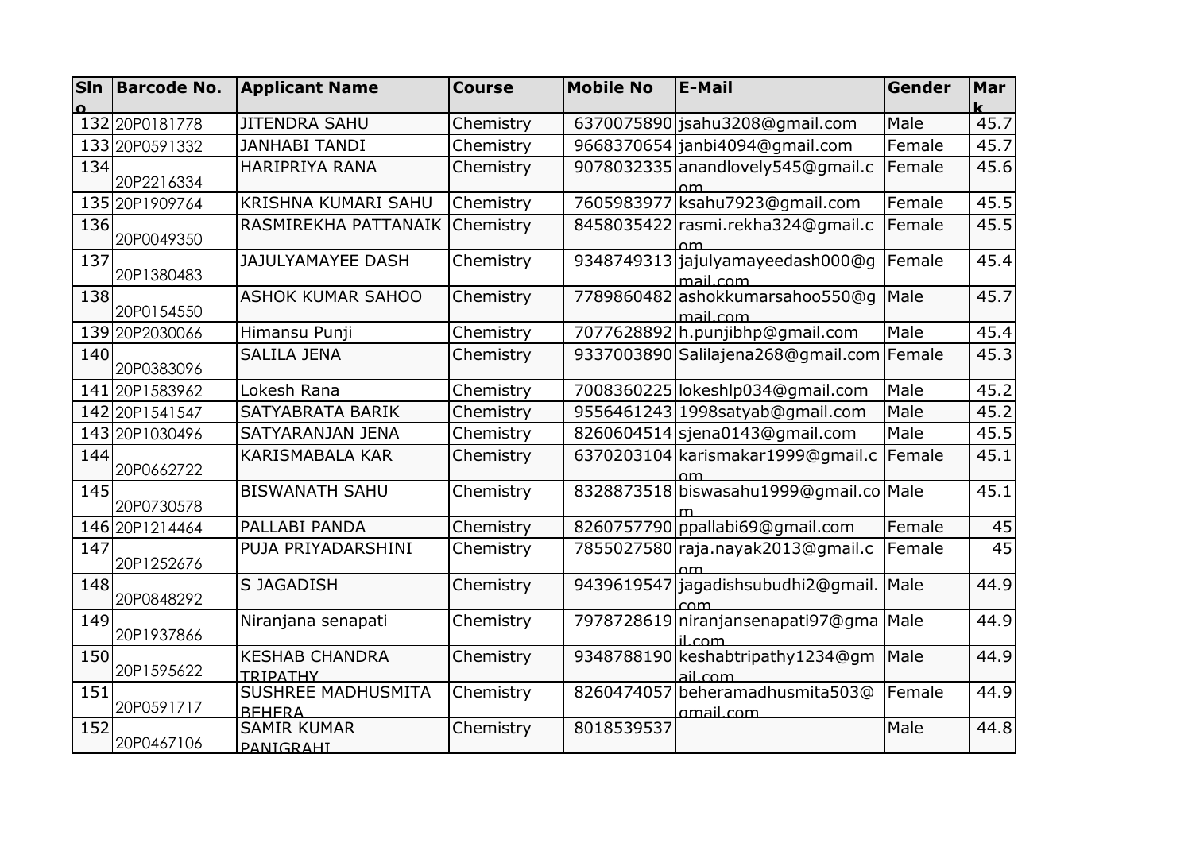| Slno | Barcode No. | Applicant Name | Course | Mobile No | E-Mail | Gender | Mark |
|---|---|---|---|---|---|---|---|
| 132 | 20P0181778 | JITENDRA SAHU | Chemistry | 6370075890 | jsahu3208@gmail.com | Male | 45.7 |
| 133 | 20P0591332 | JANHABI TANDI | Chemistry | 9668370654 | janbi4094@gmail.com | Female | 45.7 |
| 134 | 20P2216334 | HARIPRIYA RANA | Chemistry | 9078032335 | anandlovely545@gmail.com | Female | 45.6 |
| 135 | 20P1909764 | KRISHNA KUMARI SAHU | Chemistry | 7605983977 | ksahu7923@gmail.com | Female | 45.5 |
| 136 | 20P0049350 | RASMIREKHA PATTANAIK | Chemistry | 8458035422 | rasmi.rekha324@gmail.com | Female | 45.5 |
| 137 | 20P1380483 | JAJULYAMAYEE DASH | Chemistry | 9348749313 | jajulyamayeedash000@gmail.com | Female | 45.4 |
| 138 | 20P0154550 | ASHOK KUMAR SAHOO | Chemistry | 7789860482 | ashokkumarsahoo550@gmail.com | Male | 45.7 |
| 139 | 20P2030066 | Himansu Punji | Chemistry | 7077628892 | h.punjibhp@gmail.com | Male | 45.4 |
| 140 | 20P0383096 | SALILA JENA | Chemistry | 9337003890 | Salilajena268@gmail.com | Female | 45.3 |
| 141 | 20P1583962 | Lokesh Rana | Chemistry | 7008360225 | lokeshlp034@gmail.com | Male | 45.2 |
| 142 | 20P1541547 | SATYABRATA BARIK | Chemistry | 9556461243 | 1998satyab@gmail.com | Male | 45.2 |
| 143 | 20P1030496 | SATYARANJAN JENA | Chemistry | 8260604514 | sjena0143@gmail.com | Male | 45.5 |
| 144 | 20P0662722 | KARISMABALA KAR | Chemistry | 6370203104 | karismakar1999@gmail.com | Female | 45.1 |
| 145 | 20P0730578 | BISWANATH SAHU | Chemistry | 8328873518 | biswasahu1999@gmail.com | Male | 45.1 |
| 146 | 20P1214464 | PALLABI PANDA | Chemistry | 8260757790 | ppallabi69@gmail.com | Female | 45 |
| 147 | 20P1252676 | PUJA PRIYADARSHINI | Chemistry | 7855027580 | raja.nayak2013@gmail.com | Female | 45 |
| 148 | 20P0848292 | S JAGADISH | Chemistry | 9439619547 | jagadishsubudhi2@gmail.com | Male | 44.9 |
| 149 | 20P1937866 | Niranjana senapati | Chemistry | 7978728619 | niranjansenapati97@gmail.com | Male | 44.9 |
| 150 | 20P1595622 | KESHAB CHANDRA TRIPATHY | Chemistry | 9348788190 | keshabtripathy1234@gmail.com | Male | 44.9 |
| 151 | 20P0591717 | SUSHREE MADHUSMITA BEHERA | Chemistry | 8260474057 | beheramadhusmita503@gmail.com | Female | 44.9 |
| 152 | 20P0467106 | SAMIR KUMAR PANIGRAHI | Chemistry | 8018539537 | | Male | 44.8 |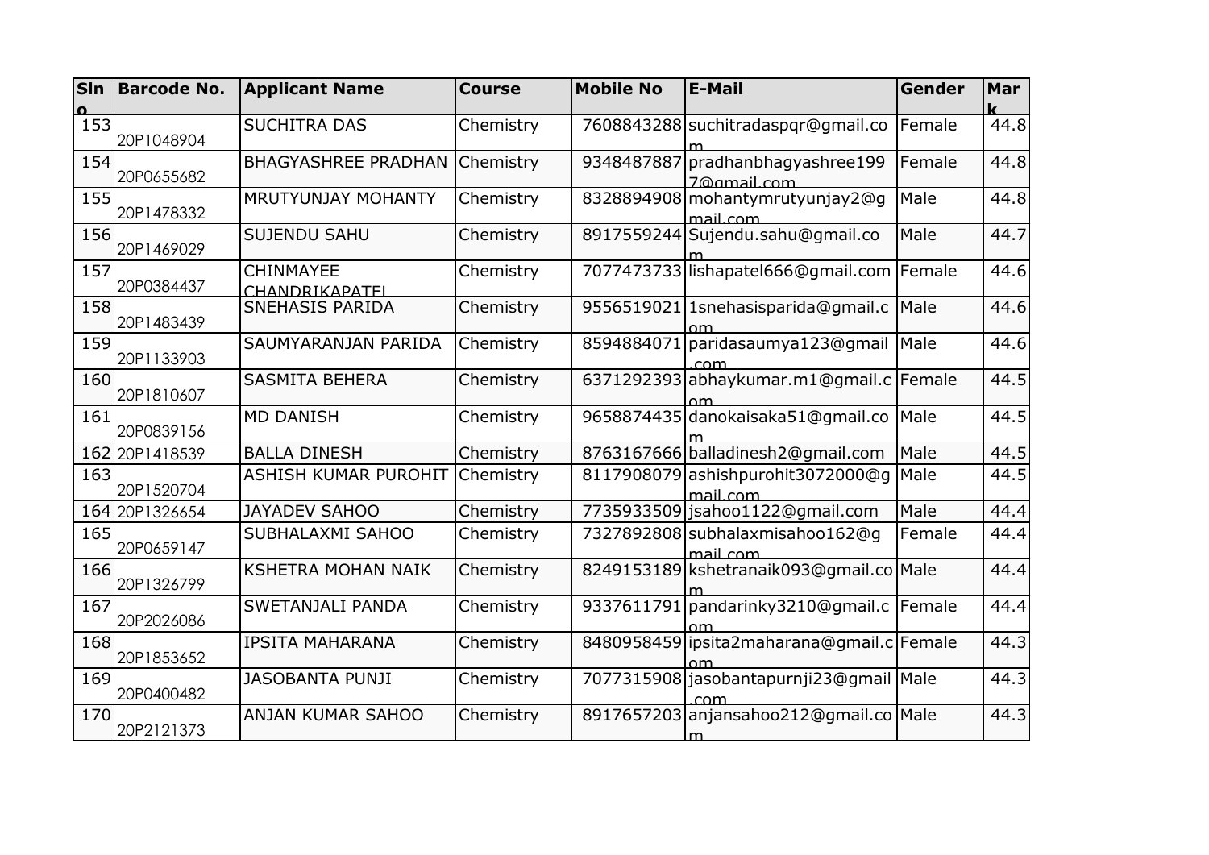| Slno | Barcode No. | Applicant Name | Course | Mobile No | E-Mail | Gender | Mark |
|---|---|---|---|---|---|---|---|
| 153 | 20P1048904 | SUCHITRA DAS | Chemistry | 7608843288 | suchitradaspqr@gmail.com | Female | 44.8 |
| 154 | 20P0655682 | BHAGYASHREE PRADHAN | Chemistry | 9348487887 | pradhanbhagyashree1997@gmail.com | Female | 44.8 |
| 155 | 20P1478332 | MRUTYUNJAY MOHANTY | Chemistry | 8328894908 | mohantymrutyunjay2@gmail.com | Male | 44.8 |
| 156 | 20P1469029 | SUJENDU SAHU | Chemistry | 8917559244 | Sujendu.sahu@gmail.com | Male | 44.7 |
| 157 | 20P0384437 | CHINMAYEE CHANDRIKAPATEL | Chemistry | 7077473733 | lishapatel666@gmail.com | Female | 44.6 |
| 158 | 20P1483439 | SNEHASIS PARIDA | Chemistry | 9556519021 | 1snehasisparida@gmail.com | Male | 44.6 |
| 159 | 20P1133903 | SAUMYARANJAN PARIDA | Chemistry | 8594884071 | paridasaumya123@gmail.com | Male | 44.6 |
| 160 | 20P1810607 | SASMITA BEHERA | Chemistry | 6371292393 | abhaykumar.m1@gmail.com | Female | 44.5 |
| 161 | 20P0839156 | MD DANISH | Chemistry | 9658874435 | danokaisaka51@gmail.com | Male | 44.5 |
| 162 | 20P1418539 | BALLA DINESH | Chemistry | 8763167666 | balladinesh2@gmail.com | Male | 44.5 |
| 163 | 20P1520704 | ASHISH KUMAR PUROHIT | Chemistry | 8117908079 | ashishpurohit3072000@gmail.com | Male | 44.5 |
| 164 | 20P1326654 | JAYADEV SAHOO | Chemistry | 7735933509 | jsahoo1122@gmail.com | Male | 44.4 |
| 165 | 20P0659147 | SUBHALAXMI SAHOO | Chemistry | 7327892808 | subhalaxmisahoo162@gmail.com | Female | 44.4 |
| 166 | 20P1326799 | KSHETRA MOHAN NAIK | Chemistry | 8249153189 | kshetranaik093@gmail.com | Male | 44.4 |
| 167 | 20P2026086 | SWETANJALI PANDA | Chemistry | 9337611791 | pandarinky3210@gmail.com | Female | 44.4 |
| 168 | 20P1853652 | IPSITA MAHARANA | Chemistry | 8480958459 | ipsita2maharana@gmail.com | Female | 44.3 |
| 169 | 20P0400482 | JASOBANTA PUNJI | Chemistry | 7077315908 | jasobantapurnji23@gmail.com | Male | 44.3 |
| 170 | 20P2121373 | ANJAN KUMAR SAHOO | Chemistry | 8917657203 | anjansahoo212@gmail.com | Male | 44.3 |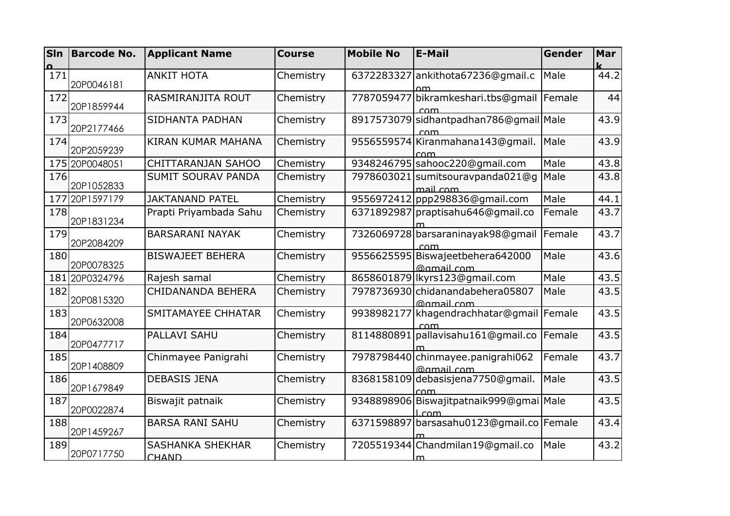| Slno | Barcode No. | Applicant Name | Course | Mobile No | E-Mail | Gender | Mark |
|---|---|---|---|---|---|---|---|
| 171 | 20P0046181 | ANKIT HOTA | Chemistry | 6372283327 | ankithota67236@gmail.com | Male | 44.2 |
| 172 | 20P1859944 | RASMIRANJITA ROUT | Chemistry | 7787059477 | bikramkeshari.tbs@gmail.com | Female | 44 |
| 173 | 20P2177466 | SIDHANTA PADHAN | Chemistry | 8917573079 | sidhantpadhan786@gmail.com | Male | 43.9 |
| 174 | 20P2059239 | KIRAN KUMAR MAHANA | Chemistry | 9556559574 | Kiranmahana143@gmail.com | Male | 43.9 |
| 175 | 20P0048051 | CHITTARANJAN SAHOO | Chemistry | 9348246795 | sahooc220@gmail.com | Male | 43.8 |
| 176 | 20P1052833 | SUMIT SOURAV PANDA | Chemistry | 7978603021 | sumitsouravpanda021@gmail.com | Male | 43.8 |
| 177 | 20P1597179 | JAKTANAND PATEL | Chemistry | 9556972412 | ppp298836@gmail.com | Male | 44.1 |
| 178 | 20P1831234 | Prapti Priyambada Sahu | Chemistry | 6371892987 | praptisahu646@gmail.com | Female | 43.7 |
| 179 | 20P2084209 | BARSARANI NAYAK | Chemistry | 7326069728 | barsaraninayak98@gmail.com | Female | 43.7 |
| 180 | 20P0078325 | BISWAJEET BEHERA | Chemistry | 9556625595 | Biswajeetbehera642000@gmail.com | Male | 43.6 |
| 181 | 20P0324796 | Rajesh samal | Chemistry | 8658601879 | lkyrs123@gmail.com | Male | 43.5 |
| 182 | 20P0815320 | CHIDANANDA BEHERA | Chemistry | 7978736930 | chidanandabehera05807@gmail.com | Male | 43.5 |
| 183 | 20P0632008 | SMITAMAYEE CHHATAR | Chemistry | 9938982177 | khagendrachhatar@gmail.com | Female | 43.5 |
| 184 | 20P0477717 | PALLAVI SAHU | Chemistry | 8114880891 | pallavisahu161@gmail.com | Female | 43.5 |
| 185 | 20P1408809 | Chinmayee Panigrahi | Chemistry | 7978798440 | chinmayee.panigrahi062@gmail.com | Female | 43.7 |
| 186 | 20P1679849 | DEBASIS JENA | Chemistry | 8368158109 | debasisjena7750@gmail.com | Male | 43.5 |
| 187 | 20P0022874 | Biswajit patnaik | Chemistry | 9348898906 | Biswajitpatnaik999@gmail.com | Male | 43.5 |
| 188 | 20P1459267 | BARSA RANI SAHU | Chemistry | 6371598897 | barsasahu0123@gmail.com | Female | 43.4 |
| 189 | 20P0717750 | SASHANKA SHEKHAR CHAND | Chemistry | 7205519344 | Chandmilan19@gmail.com | Male | 43.2 |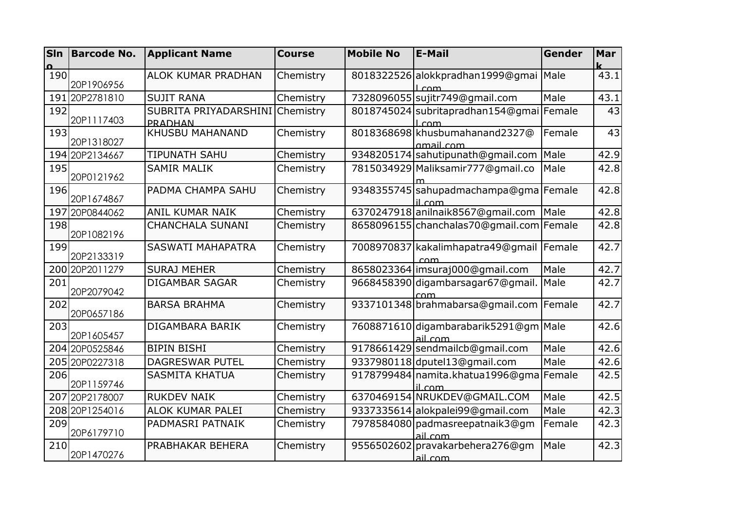| Slno | Barcode No. | Applicant Name | Course | Mobile No | E-Mail | Gender | Mark |
|---|---|---|---|---|---|---|---|
| 190 | 20P1906956 | ALOK KUMAR PRADHAN | Chemistry | 8018322526 | alokkpradhan1999@gmail.com | Male | 43.1 |
| 191 | 20P2781810 | SUJIT RANA | Chemistry | 7328096055 | sujitr749@gmail.com | Male | 43.1 |
| 192 | 20P1117403 | SUBRITA PRIYADARSHINI PRADHAN | Chemistry | 8018745024 | subritapradhan154@gmail.com | Female | 43 |
| 193 | 20P1318027 | KHUSBU MAHANAND | Chemistry | 8018368698 | khusbumahanand2327@gmail.com | Female | 43 |
| 194 | 20P2134667 | TIPUNATH SAHU | Chemistry | 9348205174 | sahutipunath@gmail.com | Male | 42.9 |
| 195 | 20P0121962 | SAMIR MALIK | Chemistry | 7815034929 | Maliksamir777@gmail.com | Male | 42.8 |
| 196 | 20P1674867 | PADMA CHAMPA SAHU | Chemistry | 9348355745 | sahupadmachampa@gmail.com | Female | 42.8 |
| 197 | 20P0844062 | ANIL KUMAR NAIK | Chemistry | 6370247918 | anilnaik8567@gmail.com | Male | 42.8 |
| 198 | 20P1082196 | CHANCHALA SUNANI | Chemistry | 8658096155 | chanchalas70@gmail.com | Female | 42.8 |
| 199 | 20P2133319 | SASWATI MAHAPATRA | Chemistry | 7008970837 | kakalimhapatra49@gmail.com | Female | 42.7 |
| 200 | 20P2011279 | SURAJ MEHER | Chemistry | 8658023364 | imsuraj000@gmail.com | Male | 42.7 |
| 201 | 20P2079042 | DIGAMBAR SAGAR | Chemistry | 9668458390 | digambarsagar67@gmail.com | Male | 42.7 |
| 202 | 20P0657186 | BARSA BRAHMA | Chemistry | 9337101348 | brahmabarsa@gmail.com | Female | 42.7 |
| 203 | 20P1605457 | DIGAMBARA BARIK | Chemistry | 7608871610 | digambarabarik5291@gmail.com | Male | 42.6 |
| 204 | 20P0525846 | BIPIN BISHI | Chemistry | 9178661429 | sendmailcb@gmail.com | Male | 42.6 |
| 205 | 20P0227318 | DAGRESWAR PUTEL | Chemistry | 9337980118 | dputel13@gmail.com | Male | 42.6 |
| 206 | 20P1159746 | SASMITA KHATUA | Chemistry | 9178799484 | namita.khatua1996@gmail.com | Female | 42.5 |
| 207 | 20P2178007 | RUKDEV NAIK | Chemistry | 6370469154 | NRUKDEV@GMAIL.COM | Male | 42.5 |
| 208 | 20P1254016 | ALOK KUMAR PALEI | Chemistry | 9337335614 | alokpalei99@gmail.com | Male | 42.3 |
| 209 | 20P6179710 | PADMASRI PATNAIK | Chemistry | 7978584080 | padmasreepatnaik3@gmail.com | Female | 42.3 |
| 210 | 20P1470276 | PRABHAKAR BEHERA | Chemistry | 9556502602 | pravakarbehera276@gmail.com | Male | 42.3 |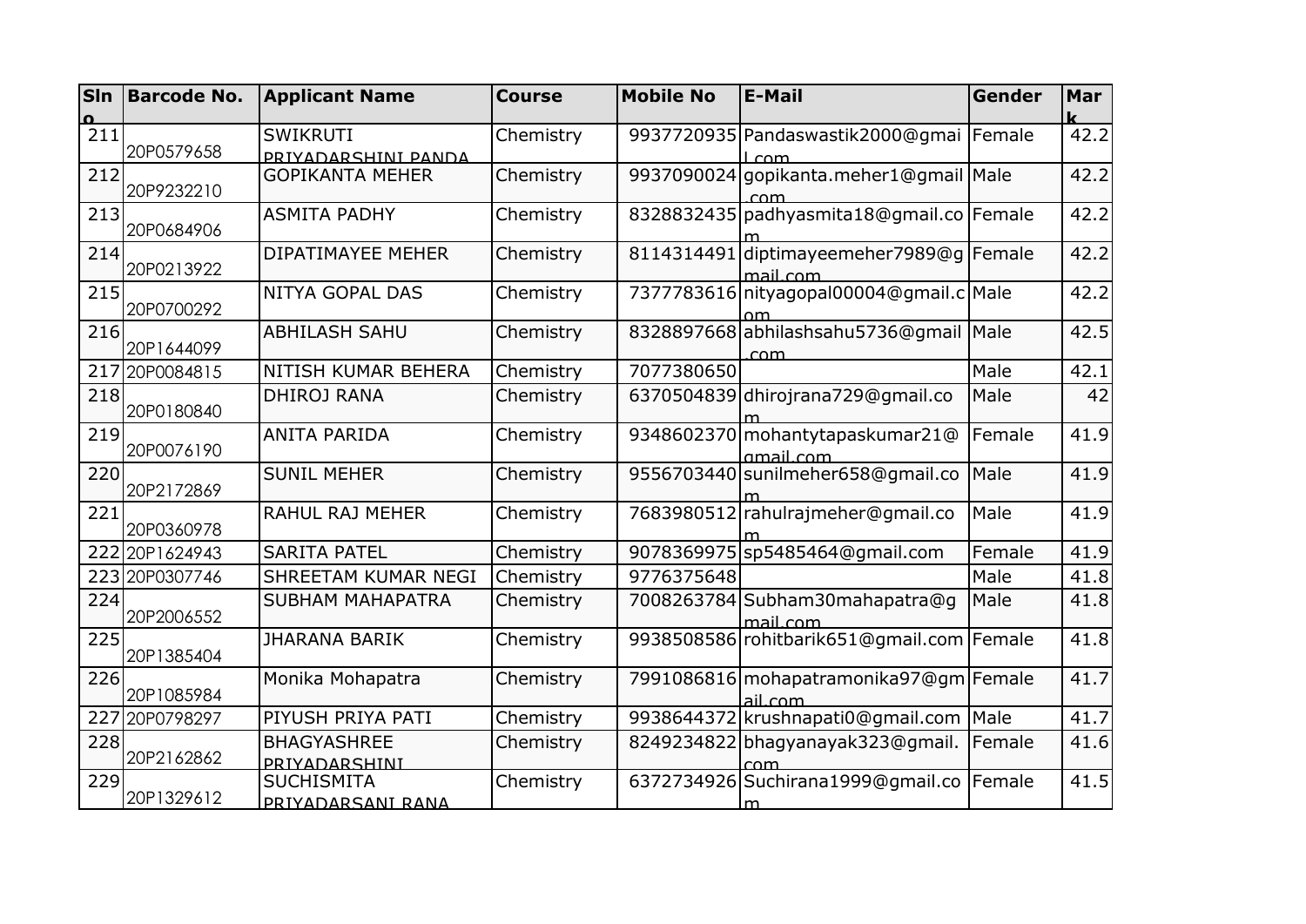| Slno | Barcode No. | Applicant Name | Course | Mobile No | E-Mail | Gender | Mark |
|---|---|---|---|---|---|---|---|
| 211 | 20P0579658 | SWIKRUTI PRIYADARSHINI PANDA | Chemistry | 9937720935 | Pandaswastik2000@gmail.com | Female | 42.2 |
| 212 | 20P9232210 | GOPIKANTA MEHER | Chemistry | 9937090024 | gopikanta.meher1@gmail.com | Male | 42.2 |
| 213 | 20P0684906 | ASMITA PADHY | Chemistry | 8328832435 | padhyasmita18@gmail.com | Female | 42.2 |
| 214 | 20P0213922 | DIPATIMAYEE MEHER | Chemistry | 8114314491 | diptimayeemeher7989@gmail.com | Female | 42.2 |
| 215 | 20P0700292 | NITYA GOPAL DAS | Chemistry | 7377783616 | nityagopal00004@gmail.com | Male | 42.2 |
| 216 | 20P1644099 | ABHILASH SAHU | Chemistry | 8328897668 | abhilashsahu5736@gmail.com | Male | 42.5 |
| 217 | 20P0084815 | NITISH KUMAR BEHERA | Chemistry | 7077380650 | | Male | 42.1 |
| 218 | 20P0180840 | DHIROJ RANA | Chemistry | 6370504839 | dhirojrana729@gmail.com | Male | 42 |
| 219 | 20P0076190 | ANITA PARIDA | Chemistry | 9348602370 | mohantytapaskumar21@gmail.com | Female | 41.9 |
| 220 | 20P2172869 | SUNIL MEHER | Chemistry | 9556703440 | sunilmeher658@gmail.com | Male | 41.9 |
| 221 | 20P0360978 | RAHUL RAJ MEHER | Chemistry | 7683980512 | rahulrajmeher@gmail.com | Male | 41.9 |
| 222 | 20P1624943 | SARITA PATEL | Chemistry | 9078369975 | sp5485464@gmail.com | Female | 41.9 |
| 223 | 20P0307746 | SHREETAM KUMAR NEGI | Chemistry | 9776375648 | | Male | 41.8 |
| 224 | 20P2006552 | SUBHAM MAHAPATRA | Chemistry | 7008263784 | Subham30mahapatra@gmail.com | Male | 41.8 |
| 225 | 20P1385404 | JHARANA BARIK | Chemistry | 9938508586 | rohitbarik651@gmail.com | Female | 41.8 |
| 226 | 20P1085984 | Monika Mohapatra | Chemistry | 7991086816 | mohapatramonika97@gmail.com | Female | 41.7 |
| 227 | 20P0798297 | PIYUSH PRIYA PATI | Chemistry | 9938644372 | krushnapati0@gmail.com | Male | 41.7 |
| 228 | 20P2162862 | BHAGYASHREE PRIYADARSHINI | Chemistry | 8249234822 | bhagyanayak323@gmail.com | Female | 41.6 |
| 229 | 20P1329612 | SUCHISMITA PRIYADARSANI RANA | Chemistry | 6372734926 | Suchirana1999@gmail.com | Female | 41.5 |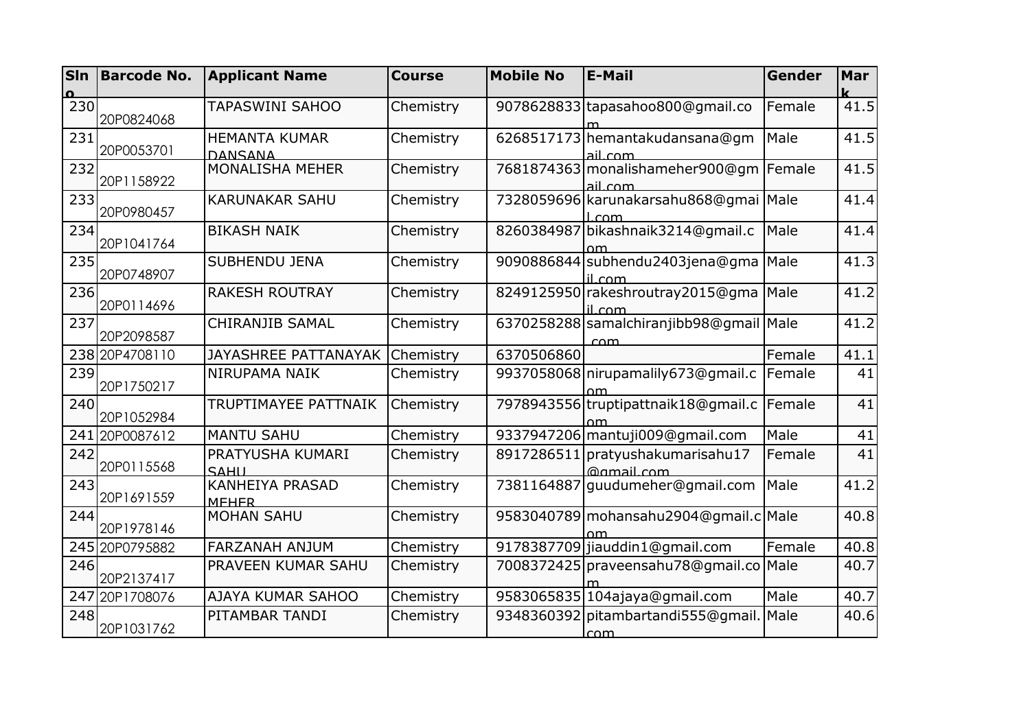| Slno | Barcode No. | Applicant Name | Course | Mobile No | E-Mail | Gender | Mark |
|---|---|---|---|---|---|---|---|
| 230 | 20P0824068 | TAPASWINI SAHOO | Chemistry | 9078628833 | tapasahoo800@gmail.com | Female | 41.5 |
| 231 | 20P0053701 | HEMANTA KUMAR DANSANA | Chemistry | 6268517173 | hemantakudansana@gmail.com | Male | 41.5 |
| 232 | 20P1158922 | MONALISHA MEHER | Chemistry | 7681874363 | monalishameher900@gmail.com | Female | 41.5 |
| 233 | 20P0980457 | KARUNAKAR SAHU | Chemistry | 7328059696 | karunakarsahu868@gmail.com | Male | 41.4 |
| 234 | 20P1041764 | BIKASH NAIK | Chemistry | 8260384987 | bikashnaik3214@gmail.com | Male | 41.4 |
| 235 | 20P0748907 | SUBHENDU JENA | Chemistry | 9090886844 | subhendu2403jena@gmail.com | Male | 41.3 |
| 236 | 20P0114696 | RAKESH ROUTRAY | Chemistry | 8249125950 | rakeshroutray2015@gmail.com | Male | 41.2 |
| 237 | 20P2098587 | CHIRANJIB SAMAL | Chemistry | 6370258288 | samalchiranjibb98@gmail.com | Male | 41.2 |
| 238 | 20P4708110 | JAYASHREE PATTANAYAK | Chemistry | 6370506860 | | Female | 41.1 |
| 239 | 20P1750217 | NIRUPAMA NAIK | Chemistry | 9937058068 | nirupamalily673@gmail.com | Female | 41 |
| 240 | 20P1052984 | TRUPTIMAYEE PATTNAIK | Chemistry | 7978943556 | truptipattnaik18@gmail.com | Female | 41 |
| 241 | 20P0087612 | MANTU SAHU | Chemistry | 9337947206 | mantuji009@gmail.com | Male | 41 |
| 242 | 20P0115568 | PRATYUSHA KUMARI SAHU | Chemistry | 8917286511 | pratyushakumarisahu17@gmail.com | Female | 41 |
| 243 | 20P1691559 | KANHEIYA PRASAD MEHER | Chemistry | 7381164887 | guudumeher@gmail.com | Male | 41.2 |
| 244 | 20P1978146 | MOHAN SAHU | Chemistry | 9583040789 | mohansahu2904@gmail.com | Male | 40.8 |
| 245 | 20P0795882 | FARZANAH ANJUM | Chemistry | 9178387709 | jiauddin1@gmail.com | Female | 40.8 |
| 246 | 20P2137417 | PRAVEEN KUMAR SAHU | Chemistry | 7008372425 | praveensahu78@gmail.com | Male | 40.7 |
| 247 | 20P1708076 | AJAYA KUMAR SAHOO | Chemistry | 9583065835 | 104ajaya@gmail.com | Male | 40.7 |
| 248 | 20P1031762 | PITAMBAR TANDI | Chemistry | 9348360392 | pitambartandi555@gmail.com | Male | 40.6 |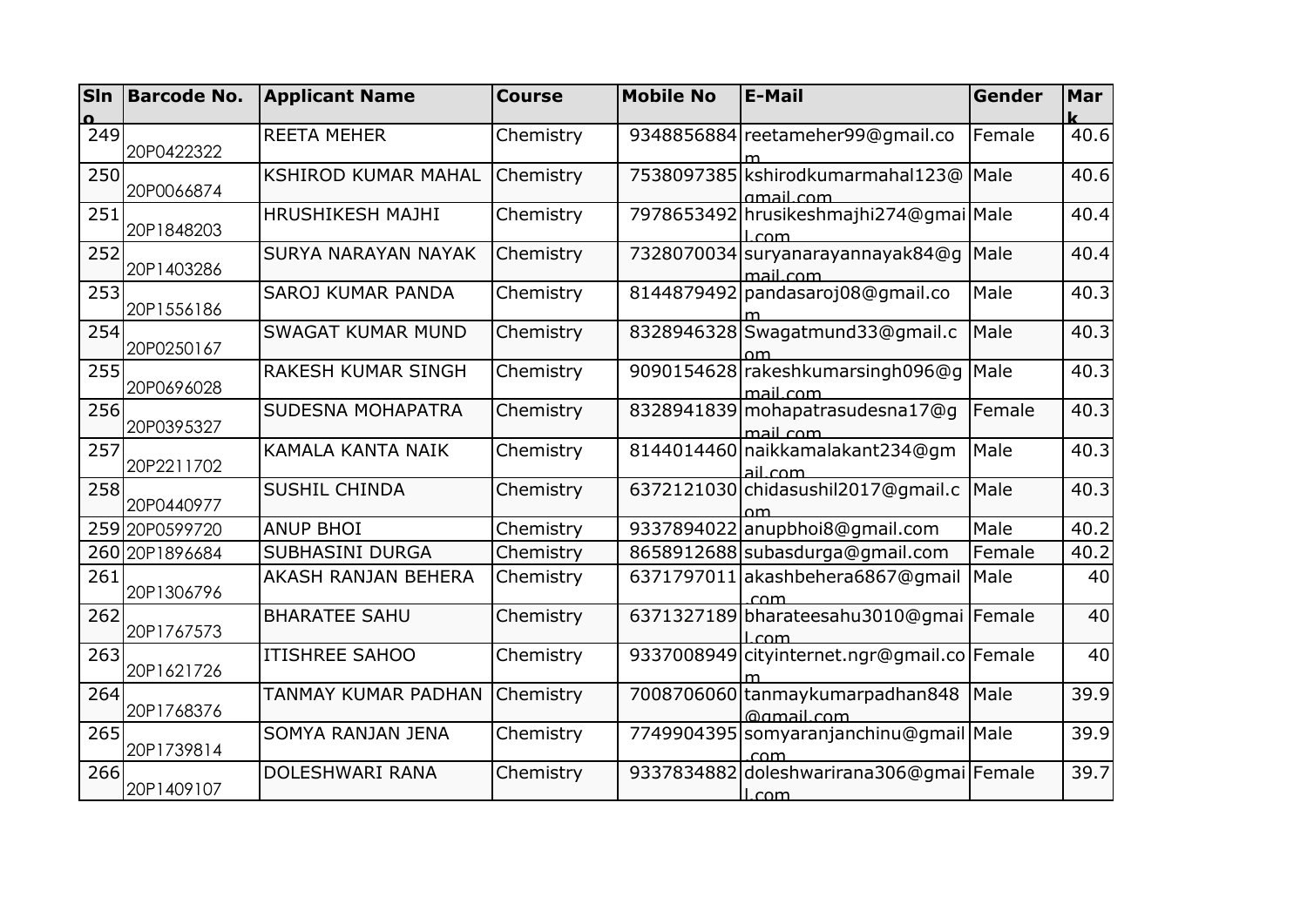| Slno | Barcode No. | Applicant Name | Course | Mobile No | E-Mail | Gender | Mark |
|---|---|---|---|---|---|---|---|
| 249 | 20P0422322 | REETA MEHER | Chemistry | 9348856884 | reetameher99@gmail.com | Female | 40.6 |
| 250 | 20P0066874 | KSHIROD KUMAR MAHAL | Chemistry | 7538097385 | kshirodkumarmahal123@gmail.com | Male | 40.6 |
| 251 | 20P1848203 | HRUSHIKESH MAJHI | Chemistry | 7978653492 | hrusikeshmajhi274@gmail.com | Male | 40.4 |
| 252 | 20P1403286 | SURYA NARAYAN NAYAK | Chemistry | 7328070034 | suryanarayannayak84@gmail.com | Male | 40.4 |
| 253 | 20P1556186 | SAROJ KUMAR PANDA | Chemistry | 8144879492 | pandasaroj08@gmail.com | Male | 40.3 |
| 254 | 20P0250167 | SWAGAT KUMAR MUND | Chemistry | 8328946328 | Swagatmund33@gmail.com | Male | 40.3 |
| 255 | 20P0696028 | RAKESH KUMAR SINGH | Chemistry | 9090154628 | rakeshkumarsingh096@gmail.com | Male | 40.3 |
| 256 | 20P0395327 | SUDESNA MOHAPATRA | Chemistry | 8328941839 | mohapatrasudesna17@gmail.com | Female | 40.3 |
| 257 | 20P2211702 | KAMALA KANTA NAIK | Chemistry | 8144014460 | naikkamalakant234@gmail.com | Male | 40.3 |
| 258 | 20P0440977 | SUSHIL CHINDA | Chemistry | 6372121030 | chidasushil2017@gmail.com | Male | 40.3 |
| 259 | 20P0599720 | ANUP BHOI | Chemistry | 9337894022 | anupbhoi8@gmail.com | Male | 40.2 |
| 260 | 20P1896684 | SUBHASINI DURGA | Chemistry | 8658912688 | subasdurga@gmail.com | Female | 40.2 |
| 261 | 20P1306796 | AKASH RANJAN BEHERA | Chemistry | 6371797011 | akashbehera6867@gmail.com | Male | 40 |
| 262 | 20P1767573 | BHARATEE SAHU | Chemistry | 6371327189 | bharateesahu3010@gmail.com | Female | 40 |
| 263 | 20P1621726 | ITISHREE SAHOO | Chemistry | 9337008949 | cityinternet.ngr@gmail.com | Female | 40 |
| 264 | 20P1768376 | TANMAY KUMAR PADHAN | Chemistry | 7008706060 | tanmaykumarpadhan848@gmail.com | Male | 39.9 |
| 265 | 20P1739814 | SOMYA RANJAN JENA | Chemistry | 7749904395 | somyaranjanchinu@gmail.com | Male | 39.9 |
| 266 | 20P1409107 | DOLESHWARI RANA | Chemistry | 9337834882 | doleshwarirana306@gmail.com | Female | 39.7 |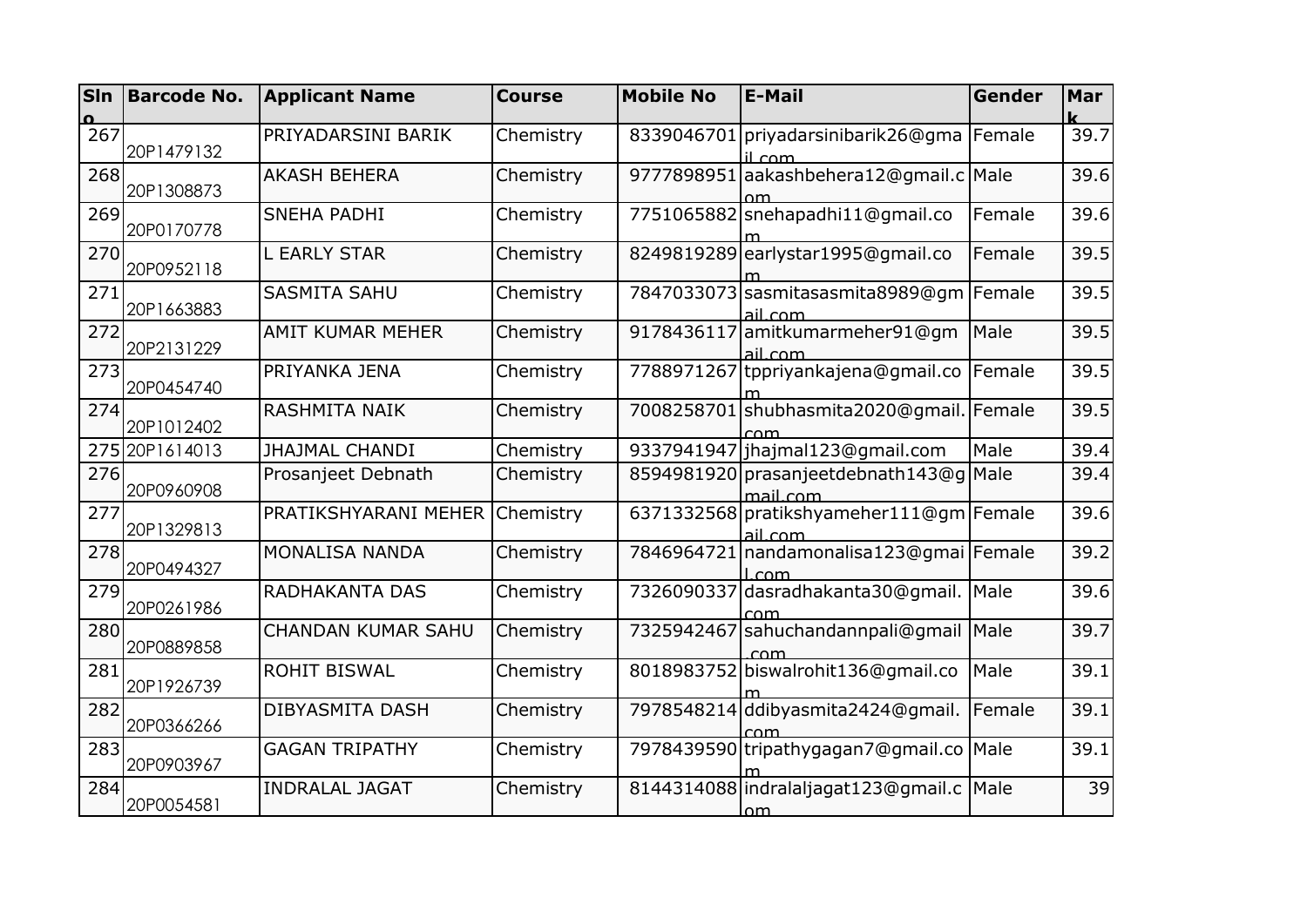| Slno | Barcode No. | Applicant Name | Course | Mobile No | E-Mail | Gender | Mark |
|---|---|---|---|---|---|---|---|
| 267 | 20P1479132 | PRIYADARSINI BARIK | Chemistry | 8339046701 | priyadarsinibarik26@gmail.com | Female | 39.7 |
| 268 | 20P1308873 | AKASH BEHERA | Chemistry | 9777898951 | aakashbehera12@gmail.com | Male | 39.6 |
| 269 | 20P0170778 | SNEHA PADHI | Chemistry | 7751065882 | snehapadhi11@gmail.com | Female | 39.6 |
| 270 | 20P0952118 | L EARLY STAR | Chemistry | 8249819289 | earlystar1995@gmail.com | Female | 39.5 |
| 271 | 20P1663883 | SASMITA SAHU | Chemistry | 7847033073 | sasmitasasmita8989@gmail.com | Female | 39.5 |
| 272 | 20P2131229 | AMIT KUMAR MEHER | Chemistry | 9178436117 | amitkumarmeher91@gmail.com | Male | 39.5 |
| 273 | 20P0454740 | PRIYANKA JENA | Chemistry | 7788971267 | tppriyankajena@gmail.com | Female | 39.5 |
| 274 | 20P1012402 | RASHMITA NAIK | Chemistry | 7008258701 | shubhasmita2020@gmail.com | Female | 39.5 |
| 275 | 20P1614013 | JHAJMAL CHANDI | Chemistry | 9337941947 | jhajmal123@gmail.com | Male | 39.4 |
| 276 | 20P0960908 | Prosanjeet Debnath | Chemistry | 8594981920 | prasanjeetdebnath143@gmail.com | Male | 39.4 |
| 277 | 20P1329813 | PRATIKSHYARANI MEHER | Chemistry | 6371332568 | pratikshyameher111@gmail.com | Female | 39.6 |
| 278 | 20P0494327 | MONALISA NANDA | Chemistry | 7846964721 | nandamonalisa123@gmail.com | Female | 39.2 |
| 279 | 20P0261986 | RADHAKANTA DAS | Chemistry | 7326090337 | dasradhakanta30@gmail.com | Male | 39.6 |
| 280 | 20P0889858 | CHANDAN KUMAR SAHU | Chemistry | 7325942467 | sahuchandannpali@gmail.com | Male | 39.7 |
| 281 | 20P1926739 | ROHIT BISWAL | Chemistry | 8018983752 | biswalrohit136@gmail.com | Male | 39.1 |
| 282 | 20P0366266 | DIBYASMITA DASH | Chemistry | 7978548214 | ddibyasmita2424@gmail.com | Female | 39.1 |
| 283 | 20P0903967 | GAGAN TRIPATHY | Chemistry | 7978439590 | tripathygagan7@gmail.com | Male | 39.1 |
| 284 | 20P0054581 | INDRALAL JAGAT | Chemistry | 8144314088 | indralaljagat123@gmail.com | Male | 39 |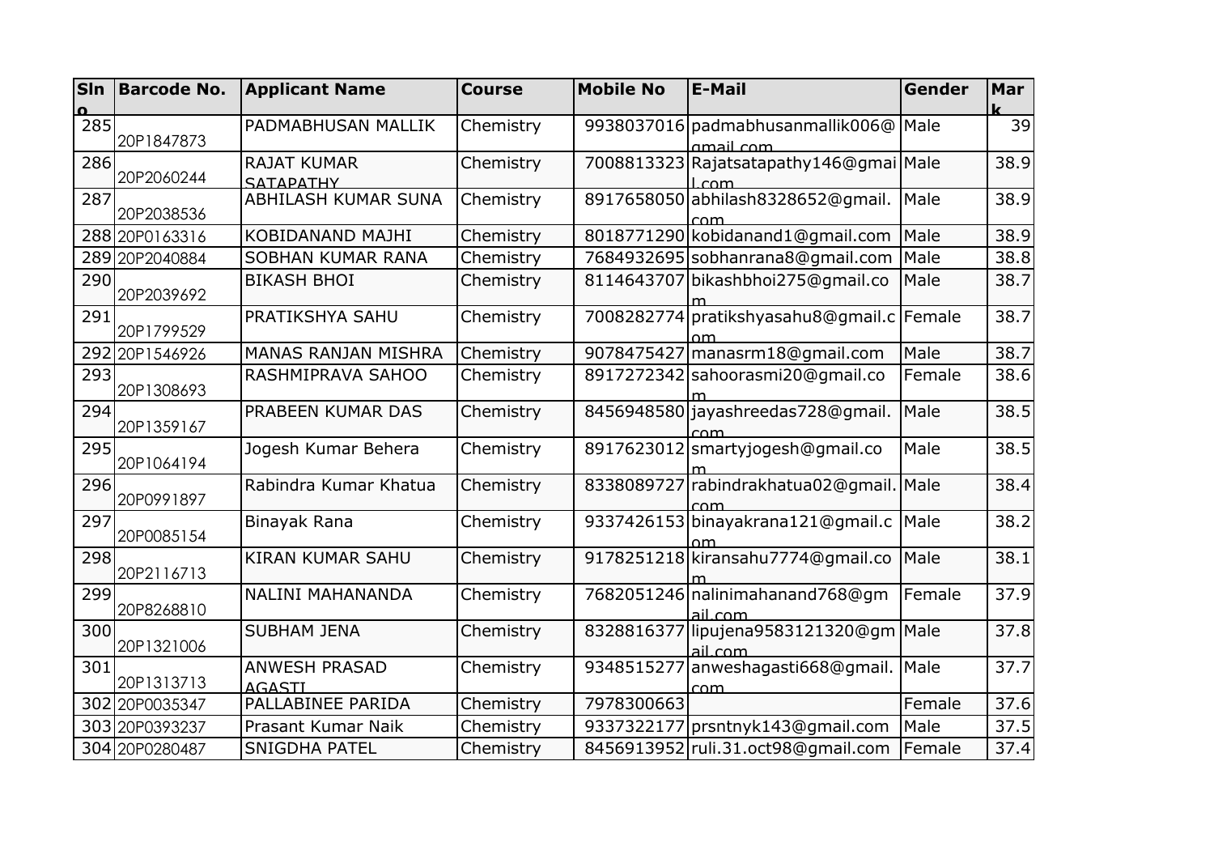| Slno | Barcode No. | Applicant Name | Course | Mobile No | E-Mail | Gender | Mark |
|---|---|---|---|---|---|---|---|
| 285 | 20P1847873 | PADMABHUSAN MALLIK | Chemistry | 9938037016 | padmabhusanmallik006@gmail.com | Male | 39 |
| 286 | 20P2060244 | RAJAT KUMAR SATAPATHY | Chemistry | 7008813323 | Rajatsatapathy146@gmail.com | Male | 38.9 |
| 287 | 20P2038536 | ABHILASH KUMAR SUNA | Chemistry | 8917658050 | abhilash8328652@gmail.com | Male | 38.9 |
| 288 | 20P0163316 | KOBIDANAND MAJHI | Chemistry | 8018771290 | kobidanand1@gmail.com | Male | 38.9 |
| 289 | 20P2040884 | SOBHAN KUMAR RANA | Chemistry | 7684932695 | sobhanrana8@gmail.com | Male | 38.8 |
| 290 | 20P2039692 | BIKASH BHOI | Chemistry | 8114643707 | bikashbhoi275@gmail.com | Male | 38.7 |
| 291 | 20P1799529 | PRATIKSHYA SAHU | Chemistry | 7008282774 | pratikshyasahu8@gmail.com | Female | 38.7 |
| 292 | 20P1546926 | MANAS RANJAN MISHRA | Chemistry | 9078475427 | manasrm18@gmail.com | Male | 38.7 |
| 293 | 20P1308693 | RASHMIPRAVA SAHOO | Chemistry | 8917272342 | sahoorasmi20@gmail.com | Female | 38.6 |
| 294 | 20P1359167 | PRABEEN KUMAR DAS | Chemistry | 8456948580 | jayashreedas728@gmail.com | Male | 38.5 |
| 295 | 20P1064194 | Jogesh Kumar Behera | Chemistry | 8917623012 | smartyjogesh@gmail.com | Male | 38.5 |
| 296 | 20P0991897 | Rabindra Kumar Khatua | Chemistry | 8338089727 | rabindrakhatua02@gmail.com | Male | 38.4 |
| 297 | 20P0085154 | Binayak Rana | Chemistry | 9337426153 | binayakrana121@gmail.com | Male | 38.2 |
| 298 | 20P2116713 | KIRAN KUMAR SAHU | Chemistry | 9178251218 | kiransahu7774@gmail.com | Male | 38.1 |
| 299 | 20P8268810 | NALINI MAHANANDA | Chemistry | 7682051246 | nalinimahanand768@gmail.com | Female | 37.9 |
| 300 | 20P1321006 | SUBHAM JENA | Chemistry | 8328816377 | lipujena9583121320@gmail.com | Male | 37.8 |
| 301 | 20P1313713 | ANWESH PRASAD AGASTI | Chemistry | 9348515277 | anweshagasti668@gmail.com | Male | 37.7 |
| 302 | 20P0035347 | PALLABINEE PARIDA | Chemistry | 7978300663 | | Female | 37.6 |
| 303 | 20P0393237 | Prasant Kumar Naik | Chemistry | 9337322177 | prsntnyk143@gmail.com | Male | 37.5 |
| 304 | 20P0280487 | SNIGDHA PATEL | Chemistry | 8456913952 | ruli.31.oct98@gmail.com | Female | 37.4 |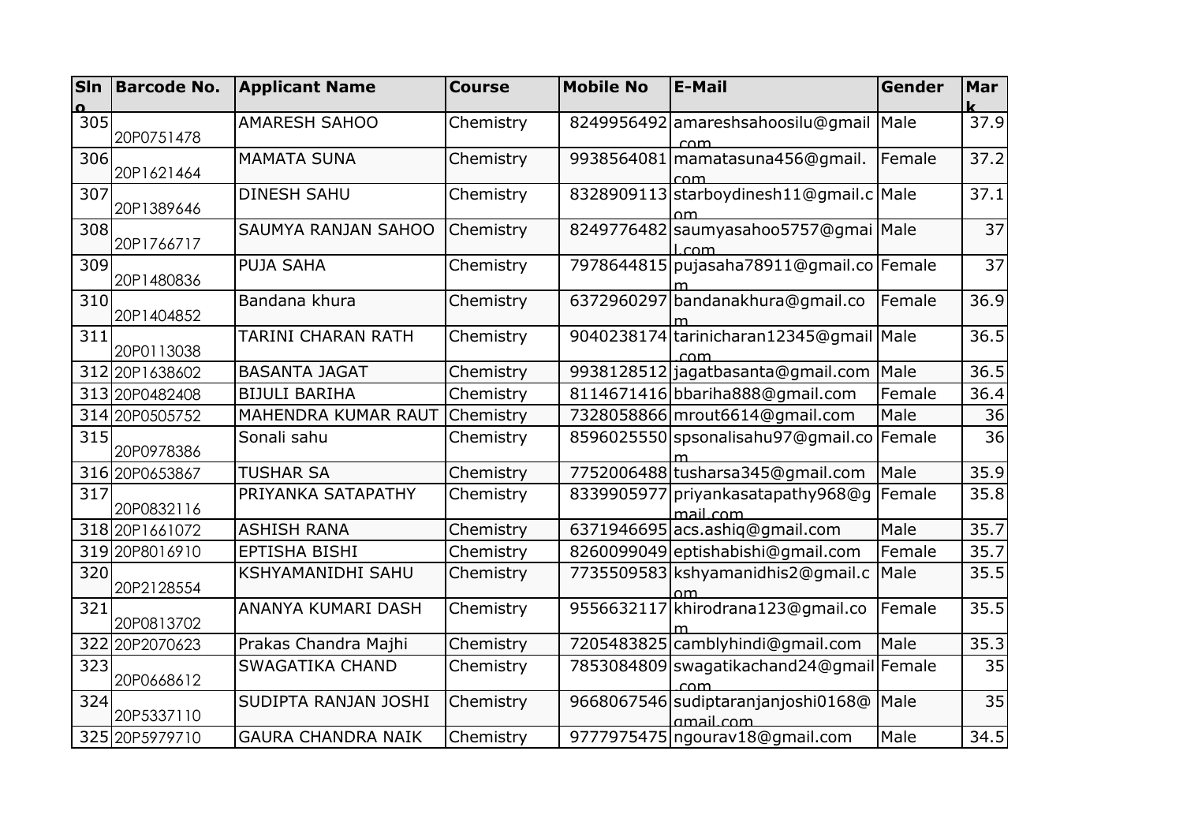| Slno | Barcode No. | Applicant Name | Course | Mobile No | E-Mail | Gender | Mark |
|---|---|---|---|---|---|---|---|
| 305 | 20P0751478 | AMARESH SAHOO | Chemistry | 8249956492 | amareshsahoosilu@gmail.com | Male | 37.9 |
| 306 | 20P1621464 | MAMATA SUNA | Chemistry | 9938564081 | mamatasuna456@gmail.com | Female | 37.2 |
| 307 | 20P1389646 | DINESH SAHU | Chemistry | 8328909113 | starboydinesh11@gmail.com | Male | 37.1 |
| 308 | 20P1766717 | SAUMYA RANJAN SAHOO | Chemistry | 8249776482 | saumyasahoo5757@gmail.com | Male | 37 |
| 309 | 20P1480836 | PUJA SAHA | Chemistry | 7978644815 | pujasaha78911@gmail.com | Female | 37 |
| 310 | 20P1404852 | Bandana khura | Chemistry | 6372960297 | bandanakhura@gmail.com | Female | 36.9 |
| 311 | 20P0113038 | TARINI CHARAN RATH | Chemistry | 9040238174 | tarinicharan12345@gmail.com | Male | 36.5 |
| 312 | 20P1638602 | BASANTA JAGAT | Chemistry | 9938128512 | jagatbasanta@gmail.com | Male | 36.5 |
| 313 | 20P0482408 | BIJULI BARIHA | Chemistry | 8114671416 | bbariha888@gmail.com | Female | 36.4 |
| 314 | 20P0505752 | MAHENDRA KUMAR RAUT | Chemistry | 7328058866 | mrout6614@gmail.com | Male | 36 |
| 315 | 20P0978386 | Sonali sahu | Chemistry | 8596025550 | spsonalisahu97@gmail.com | Female | 36 |
| 316 | 20P0653867 | TUSHAR SA | Chemistry | 7752006488 | tusharsa345@gmail.com | Male | 35.9 |
| 317 | 20P0832116 | PRIYANKA SATAPATHY | Chemistry | 8339905977 | priyankasatapathy968@gmail.com | Female | 35.8 |
| 318 | 20P1661072 | ASHISH RANA | Chemistry | 6371946695 | acs.ashiq@gmail.com | Male | 35.7 |
| 319 | 20P8016910 | EPTISHA BISHI | Chemistry | 8260099049 | eptishabishi@gmail.com | Female | 35.7 |
| 320 | 20P2128554 | KSHYAMANIDHI SAHU | Chemistry | 7735509583 | kshyamanidhis2@gmail.com | Male | 35.5 |
| 321 | 20P0813702 | ANANYA KUMARI DASH | Chemistry | 9556632117 | khirodrana123@gmail.com | Female | 35.5 |
| 322 | 20P2070623 | Prakas Chandra Majhi | Chemistry | 7205483825 | camblyhindi@gmail.com | Male | 35.3 |
| 323 | 20P0668612 | SWAGATIKA CHAND | Chemistry | 7853084809 | swagatikachand24@gmail.com | Female | 35 |
| 324 | 20P5337110 | SUDIPTA RANJAN JOSHI | Chemistry | 9668067546 | sudiptaranjanjoshi0168@gmail.com | Male | 35 |
| 325 | 20P5979710 | GAURA CHANDRA NAIK | Chemistry | 9777975475 | ngourav18@gmail.com | Male | 34.5 |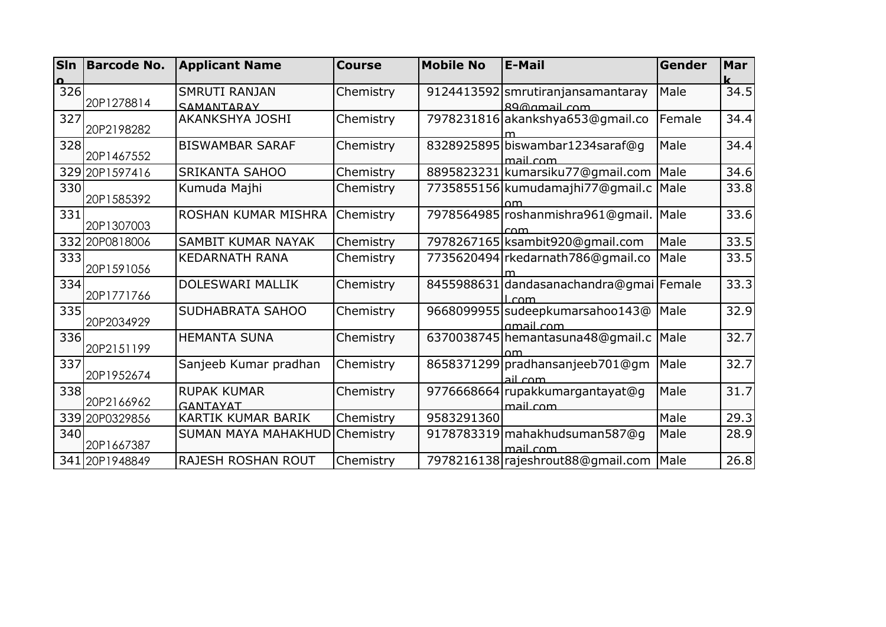| Slno | Barcode No. | Applicant Name | Course | Mobile No | E-Mail | Gender | Mark |
|---|---|---|---|---|---|---|---|
| 326 | 20P1278814 | SMRUTI RANJAN SAMANTARAY | Chemistry | 9124413592 | smrutiranjansamantaray89@gmail.com | Male | 34.5 |
| 327 | 20P2198282 | AKANKSHYA JOSHI | Chemistry | 7978231816 | akankshya653@gmail.com | Female | 34.4 |
| 328 | 20P1467552 | BISWAMBAR SARAF | Chemistry | 8328925895 | biswambar1234saraf@gmail.com | Male | 34.4 |
| 329 | 20P1597416 | SRIKANTA SAHOO | Chemistry | 8895823231 | kumarsiku77@gmail.com | Male | 34.6 |
| 330 | 20P1585392 | Kumuda Majhi | Chemistry | 7735855156 | kumudamajhi77@gmail.com | Male | 33.8 |
| 331 | 20P1307003 | ROSHAN KUMAR MISHRA | Chemistry | 7978564985 | roshanmishra961@gmail.com | Male | 33.6 |
| 332 | 20P0818006 | SAMBIT KUMAR NAYAK | Chemistry | 7978267165 | ksambit920@gmail.com | Male | 33.5 |
| 333 | 20P1591056 | KEDARNATH RANA | Chemistry | 7735620494 | rkedarnath786@gmail.com | Male | 33.5 |
| 334 | 20P1771766 | DOLESWARI MALLIK | Chemistry | 8455988631 | dandasanachandra@gmail.com | Female | 33.3 |
| 335 | 20P2034929 | SUDHABRATA SAHOO | Chemistry | 9668099955 | sudeepkumarsahoo143@gmail.com | Male | 32.9 |
| 336 | 20P2151199 | HEMANTA SUNA | Chemistry | 6370038745 | hemantasuna48@gmail.com | Male | 32.7 |
| 337 | 20P1952674 | Sanjeeb Kumar pradhan | Chemistry | 8658371299 | pradhansanjeeb701@gmail.com | Male | 32.7 |
| 338 | 20P2166962 | RUPAK KUMAR GANTAYAT | Chemistry | 9776668664 | rupakkumargantayat@gmail.com | Male | 31.7 |
| 339 | 20P0329856 | KARTIK KUMAR BARIK | Chemistry | 9583291360 | | Male | 29.3 |
| 340 | 20P1667387 | SUMAN MAYA MAHAKHUD | Chemistry | 9178783319 | mahakhudsuman587@gmail.com | Male | 28.9 |
| 341 | 20P1948849 | RAJESH ROSHAN ROUT | Chemistry | 7978216138 | rajeshrout88@gmail.com | Male | 26.8 |